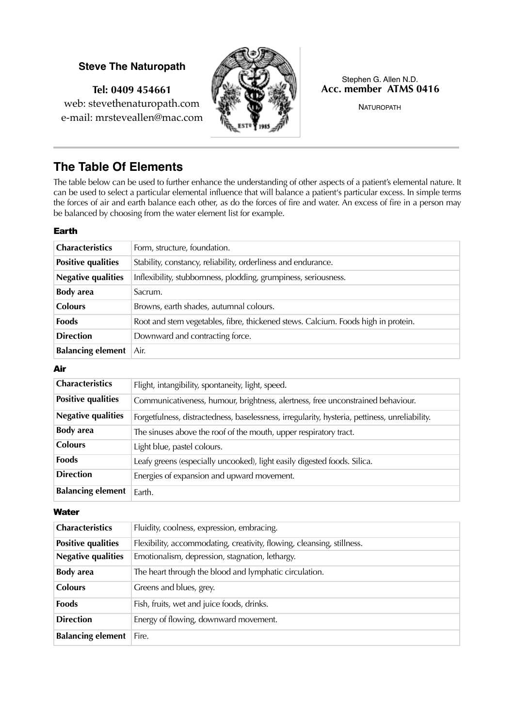**Steve The Naturopath**

**Tel: 0409 454661**
web: stevethenaturopath.com
e-mail: mrsteveallen@mac.com

Stephen G. Allen N.D.
**Acc. member ATMS 0416**

NATUROPATH

## The Table Of Elements

The table below can be used to further enhance the understanding of other aspects of a patient's elemental nature. It can be used to select a particular elemental influence that will balance a patient's particular excess. In simple terms the forces of air and earth balance each other, as do the forces of fire and water. An excess of fire in a person may be balanced by choosing from the water element list for example.

### Earth

| | |
|---|---|
| **Characteristics** | Form, structure, foundation. |
| **Positive qualities** | Stability, constancy, reliability, orderliness and endurance. |
| **Negative qualities** | Inflexibility, stubbornness, plodding, grumpiness, seriousness. |
| **Body area** | Sacrum. |
| **Colours** | Browns, earth shades, autumnal colours. |
| **Foods** | Root and stem vegetables, fibre, thickened stews. Calcium. Foods high in protein. |
| **Direction** | Downward and contracting force. |
| **Balancing element** | Air. |

### Air

| | |
|---|---|
| **Characteristics** | Flight, intangibility, spontaneity, light, speed. |
| **Positive qualities** | Communicativeness, humour, brightness, alertness, free unconstrained behaviour. |
| **Negative qualities** | Forgetfulness, distractedness, baselessness, irregularity, hysteria, pettiness, unreliability. |
| **Body area** | The sinuses above the roof of the mouth, upper respiratory tract. |
| **Colours** | Light blue, pastel colours. |
| **Foods** | Leafy greens (especially uncooked), light easily digested foods. Silica. |
| **Direction** | Energies of expansion and upward movement. |
| **Balancing element** | Earth. |

### Water

| | |
|---|---|
| **Characteristics** | Fluidity, coolness, expression, embracing. |
| **Positive qualities** | Flexibility, accommodating, creativity, flowing, cleansing, stillness. |
| **Negative qualities** | Emotionalism, depression, stagnation, lethargy. |
| **Body area** | The heart through the blood and lymphatic circulation. |
| **Colours** | Greens and blues, grey. |
| **Foods** | Fish, fruits, wet and juice foods, drinks. |
| **Direction** | Energy of flowing, downward movement. |
| **Balancing element** | Fire. |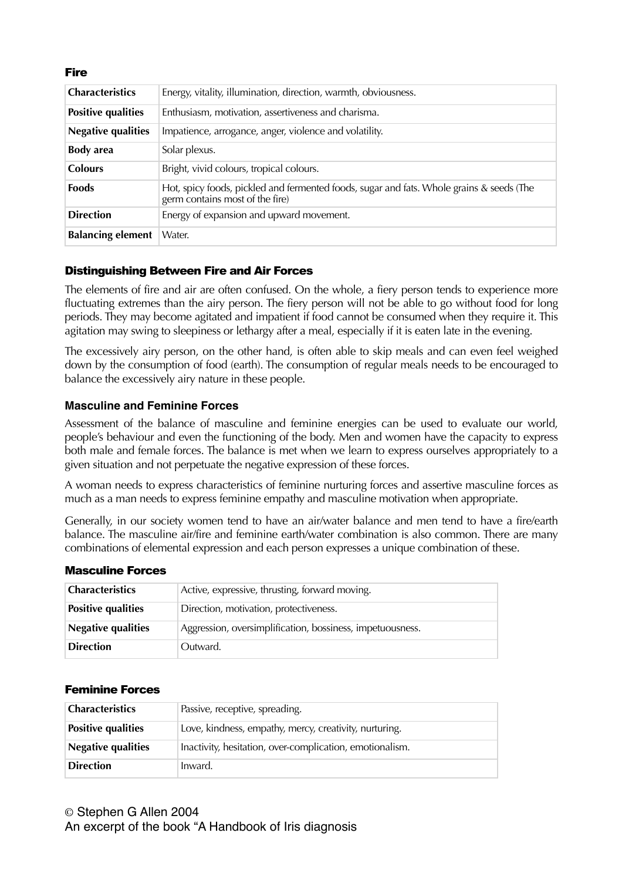## Fire

| | |
|---|---|
| **Characteristics** | Energy, vitality, illumination, direction, warmth, obviousness. |
| **Positive qualities** | Enthusiasm, motivation, assertiveness and charisma. |
| **Negative qualities** | Impatience, arrogance, anger, violence and volatility. |
| **Body area** | Solar plexus. |
| **Colours** | Bright, vivid colours, tropical colours. |
| **Foods** | Hot, spicy foods, pickled and fermented foods, sugar and fats. Whole grains & seeds (The germ contains most of the fire) |
| **Direction** | Energy of expansion and upward movement. |
| **Balancing element** | Water. |

## Distinguishing Between Fire and Air Forces

The elements of fire and air are often confused. On the whole, a fiery person tends to experience more fluctuating extremes than the airy person. The fiery person will not be able to go without food for long periods. They may become agitated and impatient if food cannot be consumed when they require it. This agitation may swing to sleepiness or lethargy after a meal, especially if it is eaten late in the evening.

The excessively airy person, on the other hand, is often able to skip meals and can even feel weighed down by the consumption of food (earth). The consumption of regular meals needs to be encouraged to balance the excessively airy nature in these people.

### Masculine and Feminine Forces

Assessment of the balance of masculine and feminine energies can be used to evaluate our world, people's behaviour and even the functioning of the body. Men and women have the capacity to express both male and female forces. The balance is met when we learn to express ourselves appropriately to a given situation and not perpetuate the negative expression of these forces.

A woman needs to express characteristics of feminine nurturing forces and assertive masculine forces as much as a man needs to express feminine empathy and masculine motivation when appropriate.

Generally, in our society women tend to have an air/water balance and men tend to have a fire/earth balance. The masculine air/fire and feminine earth/water combination is also common. There are many combinations of elemental expression and each person expresses a unique combination of these.

## Masculine Forces

| | |
|---|---|
| **Characteristics** | Active, expressive, thrusting, forward moving. |
| **Positive qualities** | Direction, motivation, protectiveness. |
| **Negative qualities** | Aggression, oversimplification, bossiness, impetuousness. |
| **Direction** | Outward. |

## Feminine Forces

| | |
|---|---|
| **Characteristics** | Passive, receptive, spreading. |
| **Positive qualities** | Love, kindness, empathy, mercy, creativity, nurturing. |
| **Negative qualities** | Inactivity, hesitation, over-complication, emotionalism. |
| **Direction** | Inward. |

© Stephen G Allen 2004
An excerpt of the book "A Handbook of Iris diagnosis